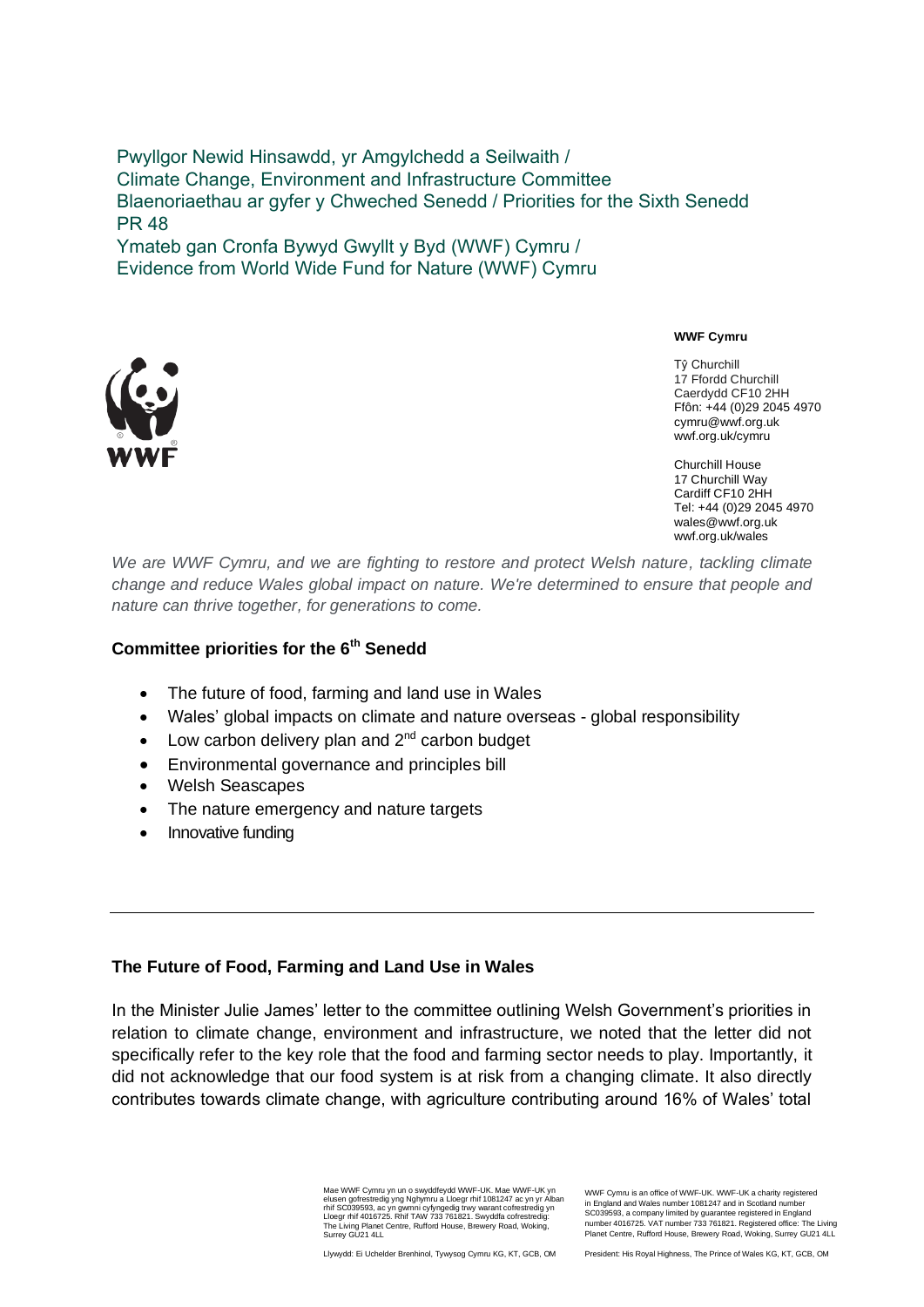Pwyllgor Newid Hinsawdd, yr Amgylchedd a Seilwaith /
Climate Change, Environment and Infrastructure Committee
Blaenoriaethau ar gyfer y Chweched Senedd / Priorities for the Sixth Senedd
PR 48
Ymateb gan Cronfa Bywyd Gwyllt y Byd (WWF) Cymru /
Evidence from World Wide Fund for Nature (WWF) Cymru

**WWF Cymru**

Tŷ Churchill
17 Ffordd Churchill
Caerdydd CF10 2HH
Ffôn: +44 (0)29 2045 4970
cymru@wwf.org.uk
wwf.org.uk/cymru

Churchill House
17 Churchill Way
Cardiff CF10 2HH
Tel: +44 (0)29 2045 4970
wales@wwf.org.uk
wwf.org.uk/wales

*We are WWF Cymru, and we are fighting to restore and protect Welsh nature, tackling climate change and reduce Wales global impact on nature. We're determined to ensure that people and nature can thrive together, for generations to come.*

## Committee priorities for the 6th Senedd

- The future of food, farming and land use in Wales
- Wales' global impacts on climate and nature overseas - global responsibility
- Low carbon delivery plan and 2nd carbon budget
- Environmental governance and principles bill
- Welsh Seascapes
- The nature emergency and nature targets
- Innovative funding

---

## The Future of Food, Farming and Land Use in Wales

In the Minister Julie James' letter to the committee outlining Welsh Government's priorities in relation to climate change, environment and infrastructure, we noted that the letter did not specifically refer to the key role that the food and farming sector needs to play. Importantly, it did not acknowledge that our food system is at risk from a changing climate. It also directly contributes towards climate change, with agriculture contributing around 16% of Wales' total

Mae WWF Cymru yn un o swyddfeydd WWF-UK. Mae WWF-UK yn elusen gofrestredig yng Nghymru a Lloegr rhif 1081247 ac yn yr Alban rhif SC039593, ac yn gwmni cyfyngedig trwy warant cofrestredig yn Lloegr rhif 4016725. Rhif TAW 733 761821. Swyddfa cofrestredig: The Living Planet Centre, Rufford House, Brewery Road, Woking, Surrey GU21 4LL

WWF Cymru is an office of WWF-UK. WWF-UK a charity registered in England and Wales number 1081247 and in Scotland number SC039593, a company limited by guarantee registered in England number 4016725. VAT number 733 761821. Registered office: The Living Planet Centre, Rufford House, Brewery Road, Woking, Surrey GU21 4LL

Llywydd: Ei Uchelder Brenhinol, Tywysog Cymru KG, KT, GCB, OM

President: His Royal Highness, The Prince of Wales KG, KT, GCB, OM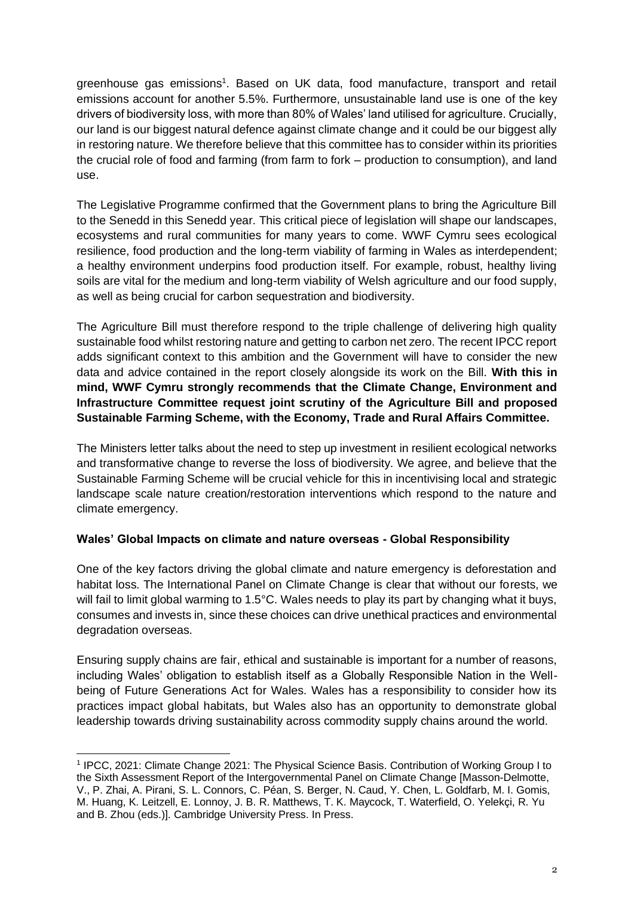greenhouse gas emissions[1]. Based on UK data, food manufacture, transport and retail emissions account for another 5.5%. Furthermore, unsustainable land use is one of the key drivers of biodiversity loss, with more than 80% of Wales' land utilised for agriculture. Crucially, our land is our biggest natural defence against climate change and it could be our biggest ally in restoring nature. We therefore believe that this committee has to consider within its priorities the crucial role of food and farming (from farm to fork – production to consumption), and land use.

The Legislative Programme confirmed that the Government plans to bring the Agriculture Bill to the Senedd in this Senedd year. This critical piece of legislation will shape our landscapes, ecosystems and rural communities for many years to come. WWF Cymru sees ecological resilience, food production and the long-term viability of farming in Wales as interdependent; a healthy environment underpins food production itself. For example, robust, healthy living soils are vital for the medium and long-term viability of Welsh agriculture and our food supply, as well as being crucial for carbon sequestration and biodiversity.

The Agriculture Bill must therefore respond to the triple challenge of delivering high quality sustainable food whilst restoring nature and getting to carbon net zero. The recent IPCC report adds significant context to this ambition and the Government will have to consider the new data and advice contained in the report closely alongside its work on the Bill. **With this in mind, WWF Cymru strongly recommends that the Climate Change, Environment and Infrastructure Committee request joint scrutiny of the Agriculture Bill and proposed Sustainable Farming Scheme, with the Economy, Trade and Rural Affairs Committee.**

The Ministers letter talks about the need to step up investment in resilient ecological networks and transformative change to reverse the loss of biodiversity. We agree, and believe that the Sustainable Farming Scheme will be crucial vehicle for this in incentivising local and strategic landscape scale nature creation/restoration interventions which respond to the nature and climate emergency.

**Wales' Global Impacts on climate and nature overseas - Global Responsibility**

One of the key factors driving the global climate and nature emergency is deforestation and habitat loss. The International Panel on Climate Change is clear that without our forests, we will fail to limit global warming to 1.5°C. Wales needs to play its part by changing what it buys, consumes and invests in, since these choices can drive unethical practices and environmental degradation overseas.

Ensuring supply chains are fair, ethical and sustainable is important for a number of reasons, including Wales' obligation to establish itself as a Globally Responsible Nation in the Well-being of Future Generations Act for Wales. Wales has a responsibility to consider how its practices impact global habitats, but Wales also has an opportunity to demonstrate global leadership towards driving sustainability across commodity supply chains around the world.

---

[1] IPCC, 2021: Climate Change 2021: The Physical Science Basis. Contribution of Working Group I to the Sixth Assessment Report of the Intergovernmental Panel on Climate Change [Masson-Delmotte, V., P. Zhai, A. Pirani, S. L. Connors, C. Péan, S. Berger, N. Caud, Y. Chen, L. Goldfarb, M. I. Gomis, M. Huang, K. Leitzell, E. Lonnoy, J. B. R. Matthews, T. K. Maycock, T. Waterfield, O. Yelekçi, R. Yu and B. Zhou (eds.)]. Cambridge University Press. In Press.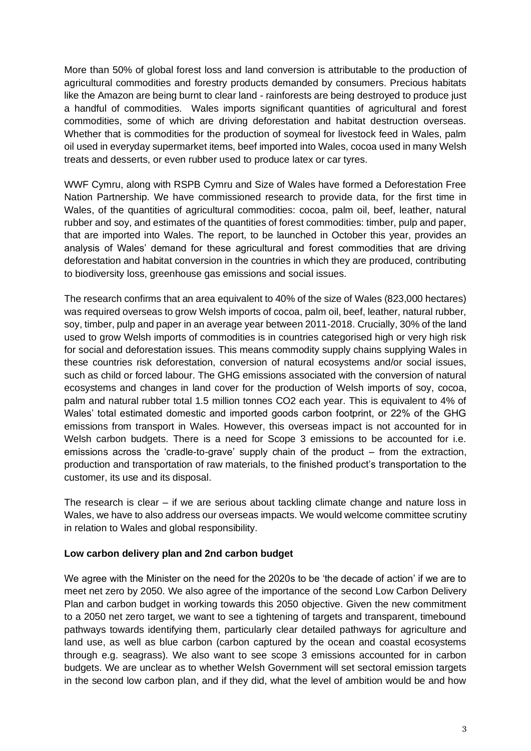More than 50% of global forest loss and land conversion is attributable to the production of agricultural commodities and forestry products demanded by consumers. Precious habitats like the Amazon are being burnt to clear land - rainforests are being destroyed to produce just a handful of commodities. Wales imports significant quantities of agricultural and forest commodities, some of which are driving deforestation and habitat destruction overseas. Whether that is commodities for the production of soymeal for livestock feed in Wales, palm oil used in everyday supermarket items, beef imported into Wales, cocoa used in many Welsh treats and desserts, or even rubber used to produce latex or car tyres.

WWF Cymru, along with RSPB Cymru and Size of Wales have formed a Deforestation Free Nation Partnership. We have commissioned research to provide data, for the first time in Wales, of the quantities of agricultural commodities: cocoa, palm oil, beef, leather, natural rubber and soy, and estimates of the quantities of forest commodities: timber, pulp and paper, that are imported into Wales. The report, to be launched in October this year, provides an analysis of Wales' demand for these agricultural and forest commodities that are driving deforestation and habitat conversion in the countries in which they are produced, contributing to biodiversity loss, greenhouse gas emissions and social issues.

The research confirms that an area equivalent to 40% of the size of Wales (823,000 hectares) was required overseas to grow Welsh imports of cocoa, palm oil, beef, leather, natural rubber, soy, timber, pulp and paper in an average year between 2011-2018. Crucially, 30% of the land used to grow Welsh imports of commodities is in countries categorised high or very high risk for social and deforestation issues. This means commodity supply chains supplying Wales in these countries risk deforestation, conversion of natural ecosystems and/or social issues, such as child or forced labour. The GHG emissions associated with the conversion of natural ecosystems and changes in land cover for the production of Welsh imports of soy, cocoa, palm and natural rubber total 1.5 million tonnes $CO_2$ each year. This is equivalent to 4% of Wales' total estimated domestic and imported goods carbon footprint, or 22% of the GHG emissions from transport in Wales. However, this overseas impact is not accounted for in Welsh carbon budgets. There is a need for Scope 3 emissions to be accounted for i.e. emissions across the 'cradle-to-grave' supply chain of the product – from the extraction, production and transportation of raw materials, to the finished product's transportation to the customer, its use and its disposal.

The research is clear – if we are serious about tackling climate change and nature loss in Wales, we have to also address our overseas impacts. We would welcome committee scrutiny in relation to Wales and global responsibility.

**Low carbon delivery plan and 2nd carbon budget**

We agree with the Minister on the need for the 2020s to be 'the decade of action' if we are to meet net zero by 2050. We also agree of the importance of the second Low Carbon Delivery Plan and carbon budget in working towards this 2050 objective. Given the new commitment to a 2050 net zero target, we want to see a tightening of targets and transparent, timebound pathways towards identifying them, particularly clear detailed pathways for agriculture and land use, as well as blue carbon (carbon captured by the ocean and coastal ecosystems through e.g. seagrass). We also want to see scope 3 emissions accounted for in carbon budgets. We are unclear as to whether Welsh Government will set sectoral emission targets in the second low carbon plan, and if they did, what the level of ambition would be and how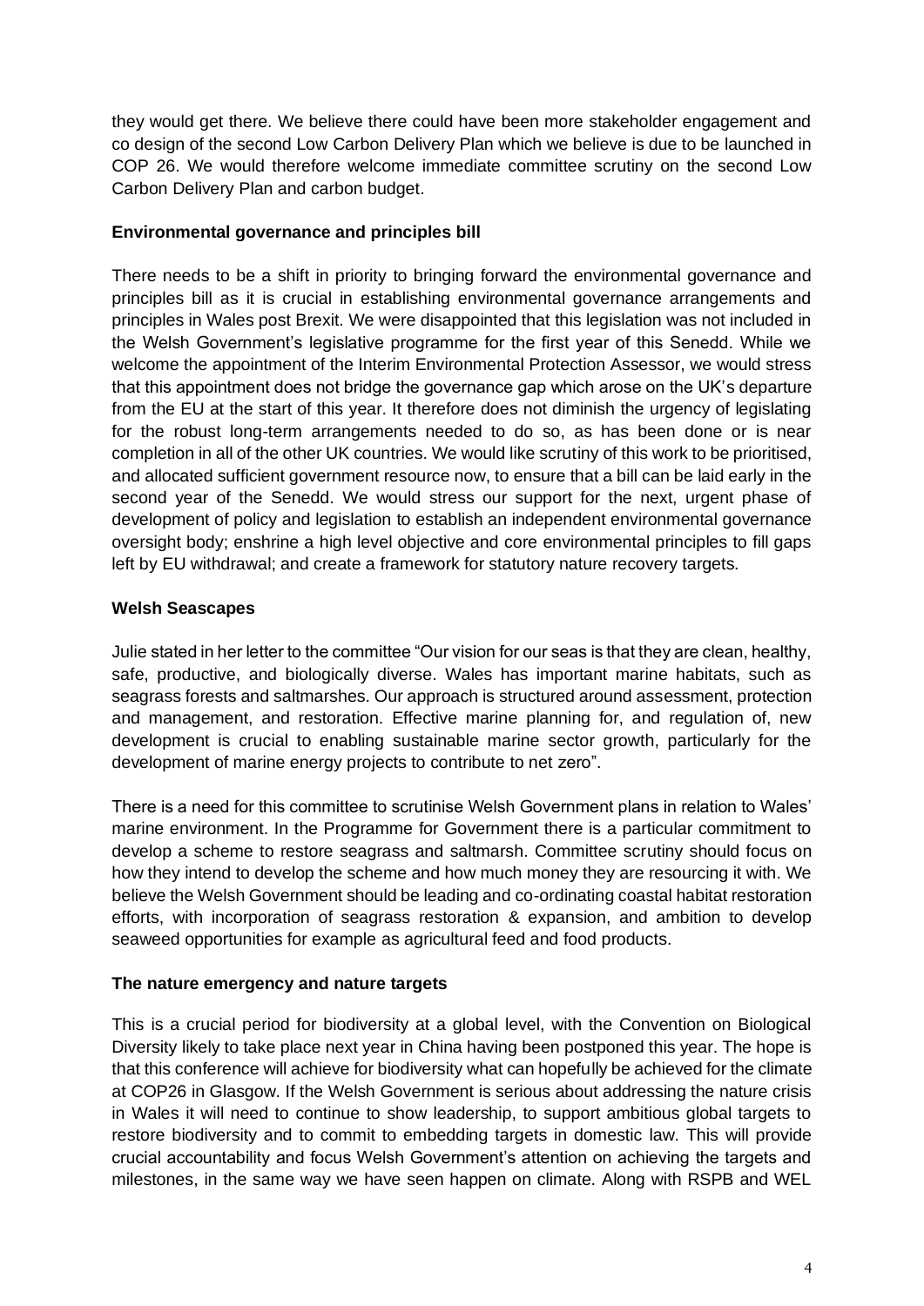they would get there. We believe there could have been more stakeholder engagement and co design of the second Low Carbon Delivery Plan which we believe is due to be launched in COP 26. We would therefore welcome immediate committee scrutiny on the second Low Carbon Delivery Plan and carbon budget.

**Environmental governance and principles bill**

There needs to be a shift in priority to bringing forward the environmental governance and principles bill as it is crucial in establishing environmental governance arrangements and principles in Wales post Brexit. We were disappointed that this legislation was not included in the Welsh Government's legislative programme for the first year of this Senedd. While we welcome the appointment of the Interim Environmental Protection Assessor, we would stress that this appointment does not bridge the governance gap which arose on the UK's departure from the EU at the start of this year. It therefore does not diminish the urgency of legislating for the robust long-term arrangements needed to do so, as has been done or is near completion in all of the other UK countries. We would like scrutiny of this work to be prioritised, and allocated sufficient government resource now, to ensure that a bill can be laid early in the second year of the Senedd. We would stress our support for the next, urgent phase of development of policy and legislation to establish an independent environmental governance oversight body; enshrine a high level objective and core environmental principles to fill gaps left by EU withdrawal; and create a framework for statutory nature recovery targets.

**Welsh Seascapes**

Julie stated in her letter to the committee "Our vision for our seas is that they are clean, healthy, safe, productive, and biologically diverse. Wales has important marine habitats, such as seagrass forests and saltmarshes. Our approach is structured around assessment, protection and management, and restoration. Effective marine planning for, and regulation of, new development is crucial to enabling sustainable marine sector growth, particularly for the development of marine energy projects to contribute to net zero".

There is a need for this committee to scrutinise Welsh Government plans in relation to Wales' marine environment. In the Programme for Government there is a particular commitment to develop a scheme to restore seagrass and saltmarsh. Committee scrutiny should focus on how they intend to develop the scheme and how much money they are resourcing it with. We believe the Welsh Government should be leading and co-ordinating coastal habitat restoration efforts, with incorporation of seagrass restoration & expansion, and ambition to develop seaweed opportunities for example as agricultural feed and food products.

**The nature emergency and nature targets**

This is a crucial period for biodiversity at a global level, with the Convention on Biological Diversity likely to take place next year in China having been postponed this year. The hope is that this conference will achieve for biodiversity what can hopefully be achieved for the climate at COP26 in Glasgow. If the Welsh Government is serious about addressing the nature crisis in Wales it will need to continue to show leadership, to support ambitious global targets to restore biodiversity and to commit to embedding targets in domestic law. This will provide crucial accountability and focus Welsh Government's attention on achieving the targets and milestones, in the same way we have seen happen on climate. Along with RSPB and WEL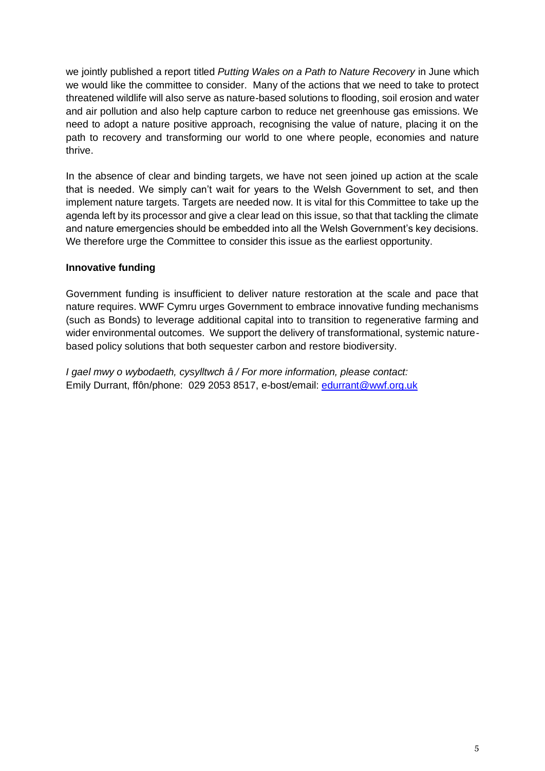we jointly published a report titled *Putting Wales on a Path to Nature Recovery* in June which we would like the committee to consider. Many of the actions that we need to take to protect threatened wildlife will also serve as nature-based solutions to flooding, soil erosion and water and air pollution and also help capture carbon to reduce net greenhouse gas emissions. We need to adopt a nature positive approach, recognising the value of nature, placing it on the path to recovery and transforming our world to one where people, economies and nature thrive.

In the absence of clear and binding targets, we have not seen joined up action at the scale that is needed. We simply can't wait for years to the Welsh Government to set, and then implement nature targets. Targets are needed now. It is vital for this Committee to take up the agenda left by its processor and give a clear lead on this issue, so that that tackling the climate and nature emergencies should be embedded into all the Welsh Government's key decisions. We therefore urge the Committee to consider this issue as the earliest opportunity.

**Innovative funding**

Government funding is insufficient to deliver nature restoration at the scale and pace that nature requires. WWF Cymru urges Government to embrace innovative funding mechanisms (such as Bonds) to leverage additional capital into to transition to regenerative farming and wider environmental outcomes. We support the delivery of transformational, systemic nature-based policy solutions that both sequester carbon and restore biodiversity.

*I gael mwy o wybodaeth, cysylltwch â / For more information, please contact:*
Emily Durrant, ffôn/phone: 029 2053 8517, e-bost/email: edurrant@wwf.org.uk